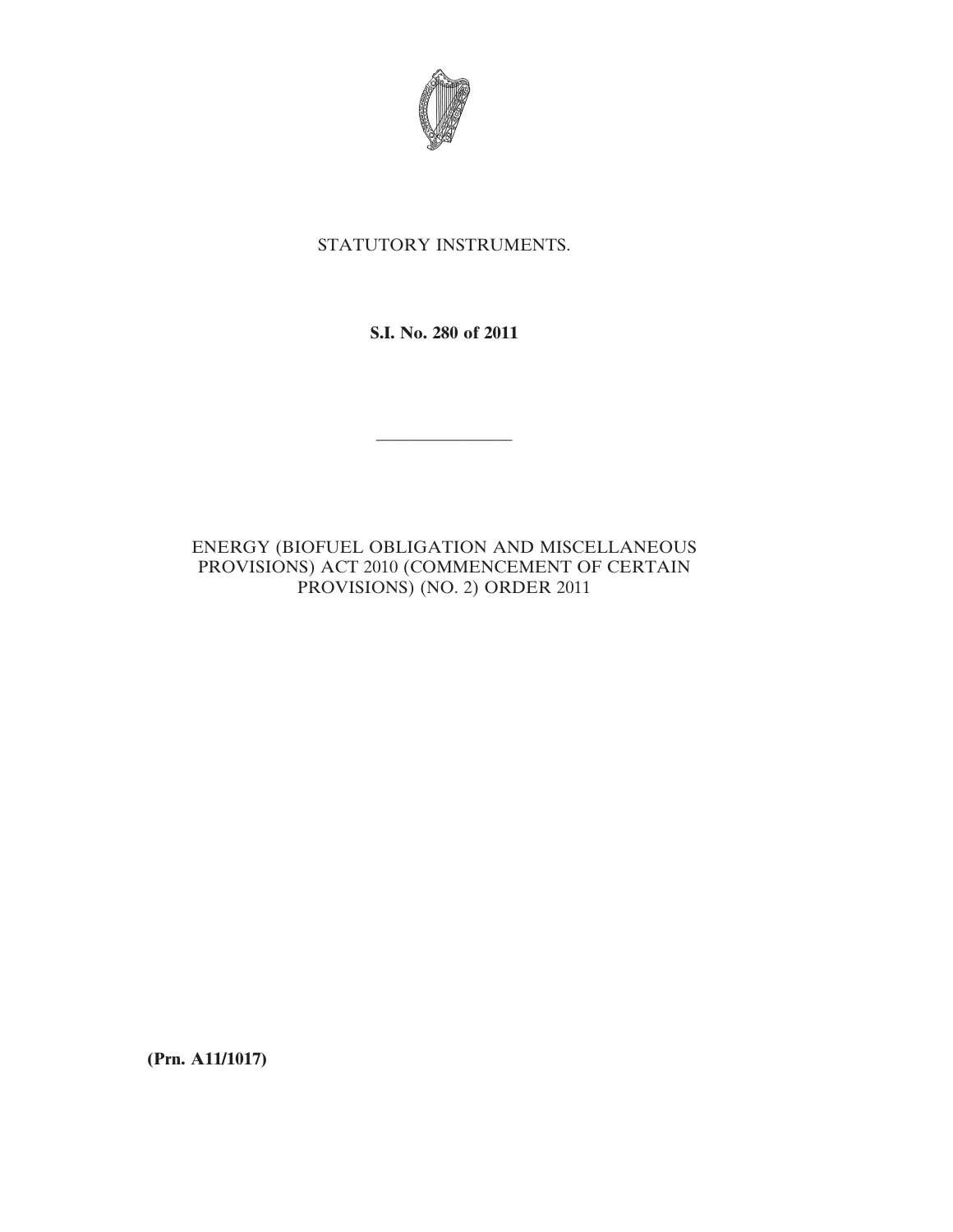STATUTORY INSTRUMENTS.

**S.I. No. 280 of 2011**

---

ENERGY (BIOFUEL OBLIGATION AND MISCELLANEOUS PROVISIONS) ACT 2010 (COMMENCEMENT OF CERTAIN PROVISIONS) (NO. 2) ORDER 2011

**(Prn. A11/1017)**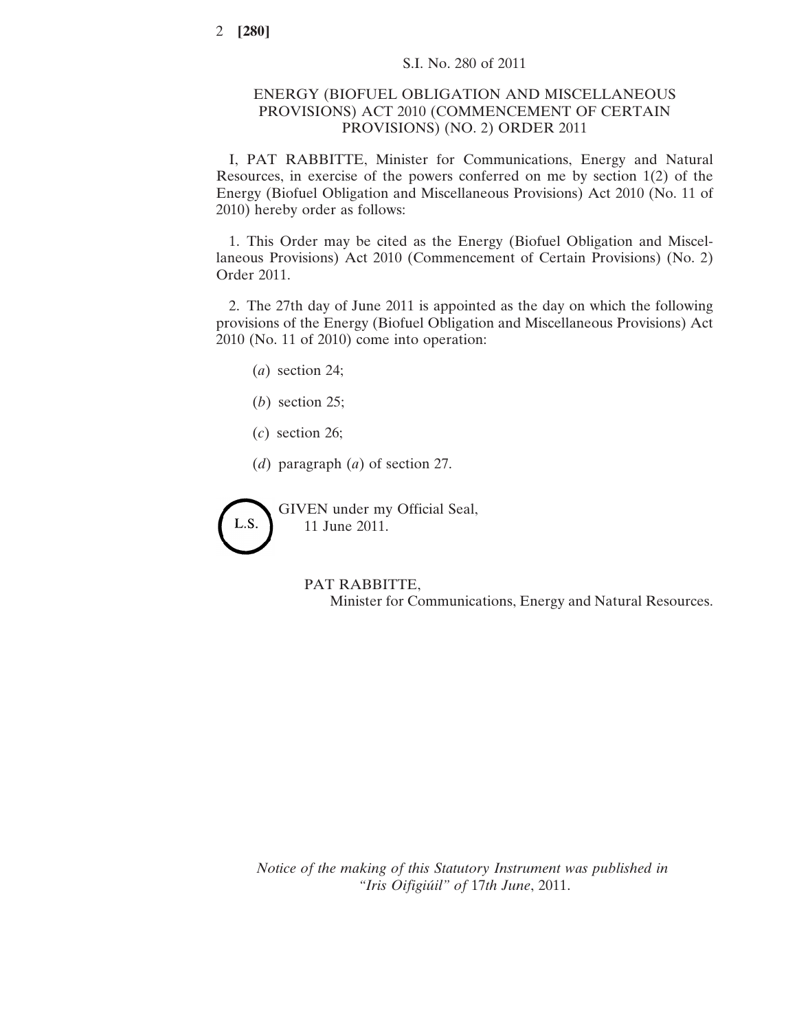S.I. No. 280 of 2011

# ENERGY (BIOFUEL OBLIGATION AND MISCELLANEOUS PROVISIONS) ACT 2010 (COMMENCEMENT OF CERTAIN PROVISIONS) (NO. 2) ORDER 2011

I, PAT RABBITTE, Minister for Communications, Energy and Natural Resources, in exercise of the powers conferred on me by section 1(2) of the Energy (Biofuel Obligation and Miscellaneous Provisions) Act 2010 (No. 11 of 2010) hereby order as follows:

1. This Order may be cited as the Energy (Biofuel Obligation and Miscellaneous Provisions) Act 2010 (Commencement of Certain Provisions) (No. 2) Order 2011.

2. The 27th day of June 2011 is appointed as the day on which the following provisions of the Energy (Biofuel Obligation and Miscellaneous Provisions) Act 2010 (No. 11 of 2010) come into operation:

(*a*) section 24;

(*b*) section 25;

(*c*) section 26;

(*d*) paragraph (*a*) of section 27.

L.S.

GIVEN under my Official Seal,
11 June 2011.

PAT RABBITTE,
Minister for Communications, Energy and Natural Resources.

*Notice of the making of this Statutory Instrument was published in "Iris Oifigiúil" of* 17*th June*, 2011.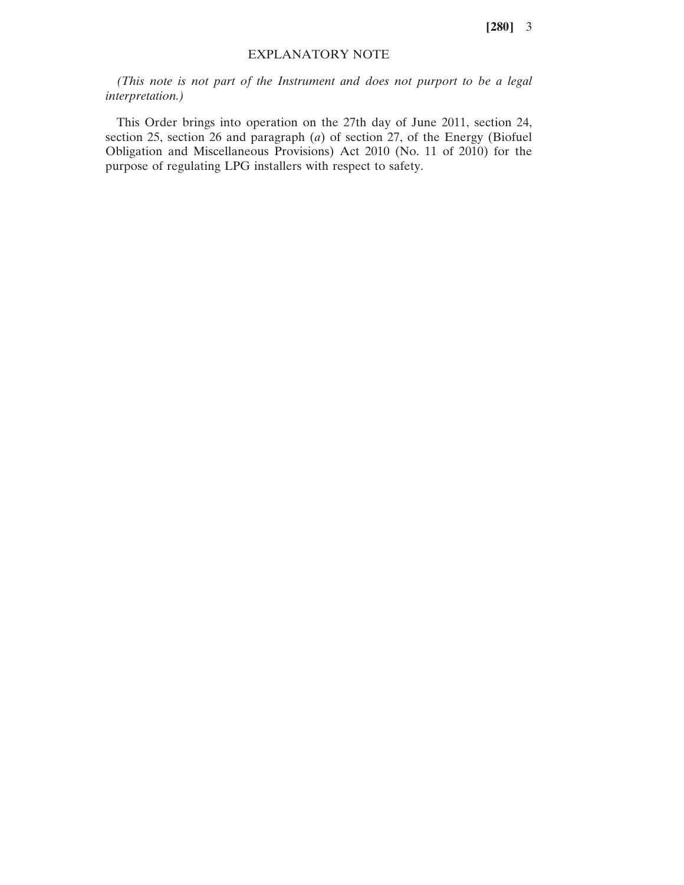## EXPLANATORY NOTE

*(This note is not part of the Instrument and does not purport to be a legal interpretation.)*

This Order brings into operation on the 27th day of June 2011, section 24, section 25, section 26 and paragraph (*a*) of section 27, of the Energy (Biofuel Obligation and Miscellaneous Provisions) Act 2010 (No. 11 of 2010) for the purpose of regulating LPG installers with respect to safety.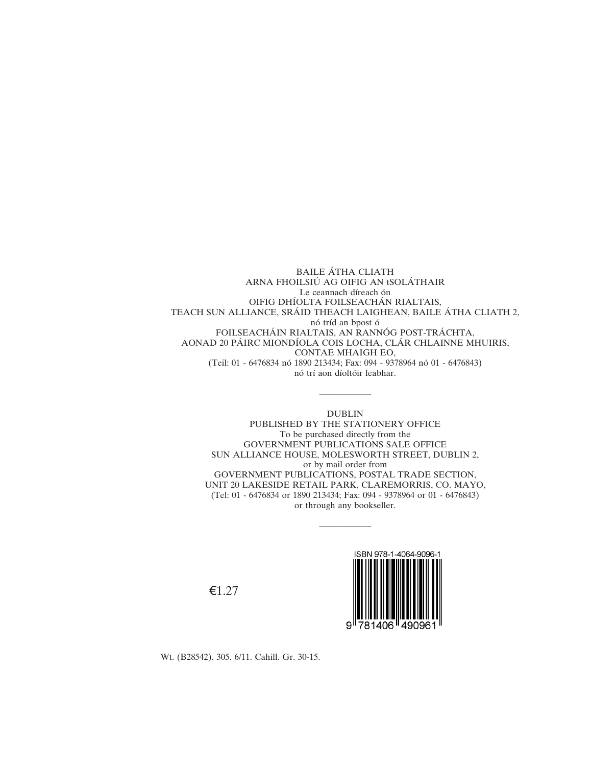BAILE ÁTHA CLIATH
ARNA FHOILSIÚ AG OIFIG AN tSOLÁTHAIR
Le ceannach díreach ón
OIFIG DHÍOLTA FOILSEACHÁN RIALTAIS,
TEACH SUN ALLIANCE, SRÁID THEACH LAIGHEAN, BAILE ÁTHA CLIATH 2,
nó tríd an bpost ó
FOILSEACHÁIN RIALTAIS, AN RANNÓG POST-TRÁCHTA,
AONAD 20 PÁIRC MIONDÍOLA COIS LOCHA, CLÁR CHLAINNE MHUIRIS,
CONTAE MHAIGH EO,
(Teil: 01 - 6476834 nó 1890 213434; Fax: 094 - 9378964 nó 01 - 6476843)
nó trí aon díoltóir leabhar.

---

DUBLIN
PUBLISHED BY THE STATIONERY OFFICE
To be purchased directly from the
GOVERNMENT PUBLICATIONS SALE OFFICE
SUN ALLIANCE HOUSE, MOLESWORTH STREET, DUBLIN 2,
or by mail order from
GOVERNMENT PUBLICATIONS, POSTAL TRADE SECTION,
UNIT 20 LAKESIDE RETAIL PARK, CLAREMORRIS, CO. MAYO,
(Tel: 01 - 6476834 or 1890 213434; Fax: 094 - 9378964 or 01 - 6476843)
or through any bookseller.

---

€1.27

ISBN 978-1-4064-9096-1

9 781406 490961

Wt. (B28542). 305. 6/11. Cahill. Gr. 30-15.